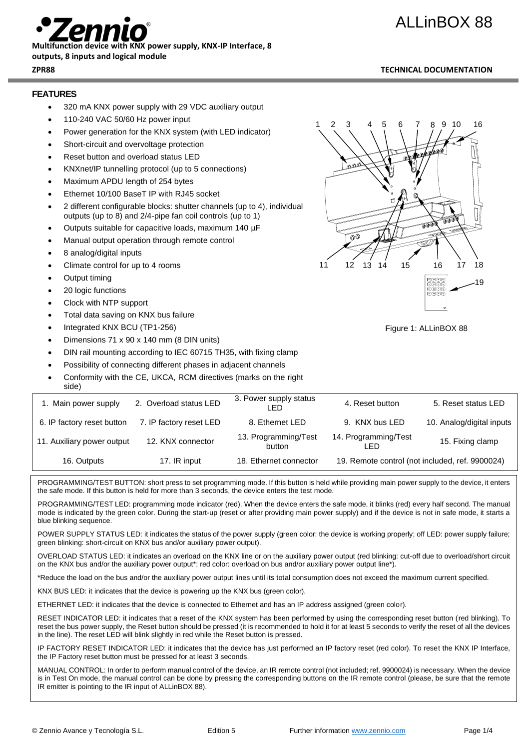# ALLinBOX 88

**Multifunction device with KNX power supply, KNX-IP Interface, 8 outputs, 8 inputs and logical module**

**ZPR88** **TECHNICAL DOCUMENTATION**

## FEATURES

- 320 mA KNX power supply with 29 VDC auxiliary output
- 110-240 VAC 50/60 Hz power input
- Power generation for the KNX system (with LED indicator)
- Short-circuit and overvoltage protection
- Reset button and overload status LED
- KNXnet/IP tunnelling protocol (up to 5 connections)
- Maximum APDU length of 254 bytes
- Ethernet 10/100 BaseT IP with RJ45 socket
- 2 different configurable blocks: shutter channels (up to 4), individual outputs (up to 8) and 2/4-pipe fan coil controls (up to 1)
- Outputs suitable for capacitive loads, maximum 140 µF
- Manual output operation through remote control
- 8 analog/digital inputs
- Climate control for up to 4 rooms
- Output timing
- 20 logic functions
- Clock with NTP support
- Total data saving on KNX bus failure
- Integrated KNX BCU (TP1-256)
- Dimensions 71 x 90 x 140 mm (8 DIN units)
- DIN rail mounting according to IEC 60715 TH35, with fixing clamp
- Possibility of connecting different phases in adjacent channels
- Conformity with the CE, UKCA, RCM directives (marks on the right side)

Figure 1: ALLinBOX 88

| | | | | |
|---|---|---|---|---|
| 1. Main power supply | 2. Overload status LED | 3. Power supply status LED | 4. Reset button | 5. Reset status LED |
| 6. IP factory reset button | 7. IP factory reset LED | 8. Ethernet LED | 9. KNX bus LED | 10. Analog/digital inputs |
| 11. Auxiliary power output | 12. KNX connector | 13. Programming/Test button | 14. Programming/Test LED | 15. Fixing clamp |
| 16. Outputs | 17. IR input | 18. Ethernet connector | 19. Remote control (not included, ref. 9900024) | |

PROGRAMMING/TEST BUTTON: short press to set programming mode. If this button is held while providing main power supply to the device, it enters the safe mode. If this button is held for more than 3 seconds, the device enters the test mode.

PROGRAMMING/TEST LED: programming mode indicator (red). When the device enters the safe mode, it blinks (red) every half second. The manual mode is indicated by the green color. During the start-up (reset or after providing main power supply) and if the device is not in safe mode, it starts a blue blinking sequence.

POWER SUPPLY STATUS LED: it indicates the status of the power supply (green color: the device is working properly; off LED: power supply failure; green blinking: short-circuit on KNX bus and/or auxiliary power output).

OVERLOAD STATUS LED: it indicates an overload on the KNX line or on the auxiliary power output (red blinking: cut-off due to overload/short circuit on the KNX bus and/or the auxiliary power output*; red color: overload on bus and/or auxiliary power output line*).

*Reduce the load on the bus and/or the auxiliary power output lines until its total consumption does not exceed the maximum current specified.

KNX BUS LED: it indicates that the device is powering up the KNX bus (green color).

ETHERNET LED: it indicates that the device is connected to Ethernet and has an IP address assigned (green color).

RESET INDICATOR LED: it indicates that a reset of the KNX system has been performed by using the corresponding reset button (red blinking). To reset the bus power supply, the Reset button should be pressed (it is recommended to hold it for at least 5 seconds to verify the reset of all the devices in the line). The reset LED will blink slightly in red while the Reset button is pressed.

IP FACTORY RESET INDICATOR LED: it indicates that the device has just performed an IP factory reset (red color). To reset the KNX IP Interface, the IP Factory reset button must be pressed for at least 3 seconds.

MANUAL CONTROL: In order to perform manual control of the device, an IR remote control (not included; ref. 9900024) is necessary. When the device is in Test On mode, the manual control can be done by pressing the corresponding buttons on the IR remote control (please, be sure that the remote IR emitter is pointing to the IR input of ALLinBOX 88).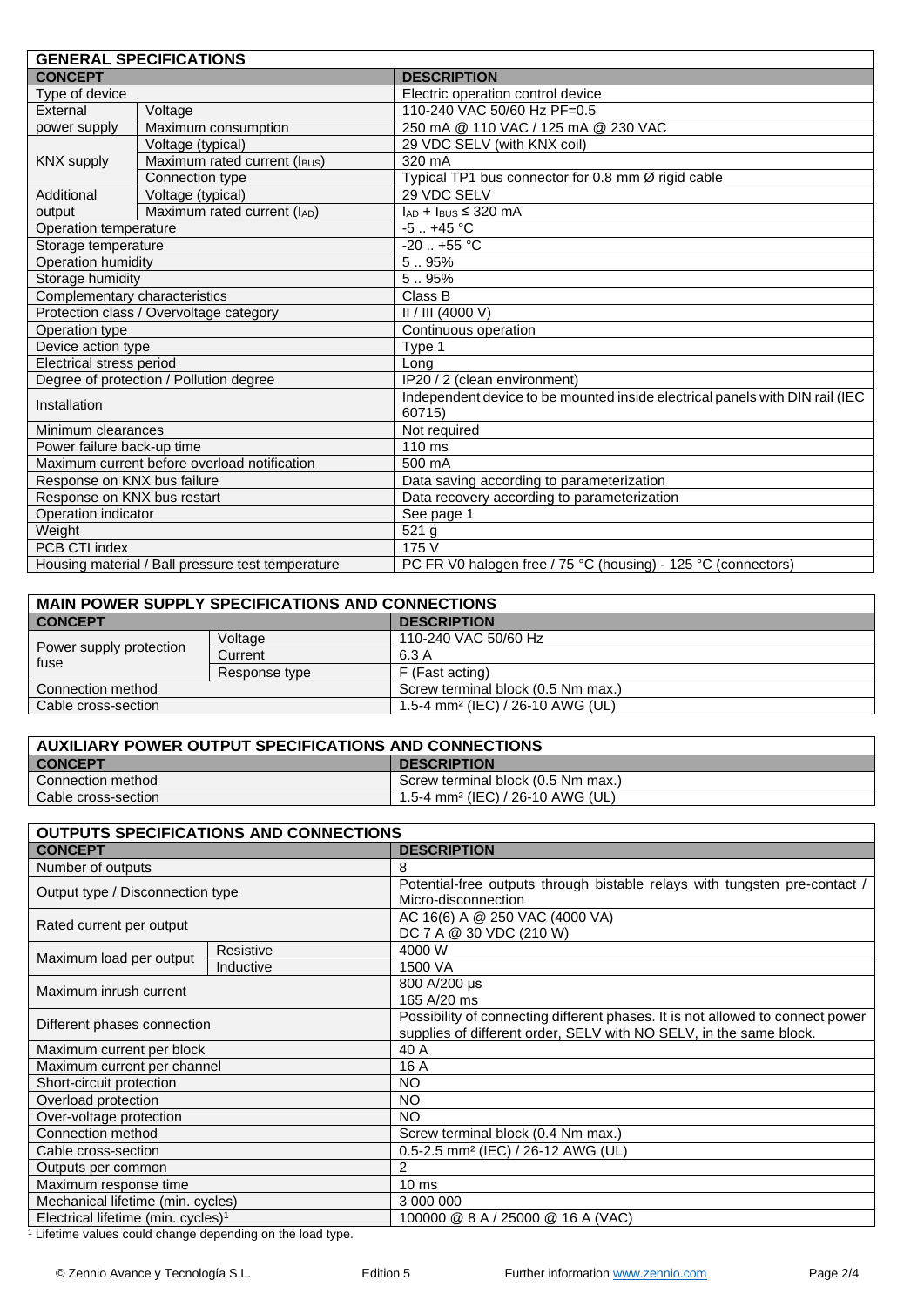| GENERAL SPECIFICATIONS | | |
|---|---|---|
| **CONCEPT** | | **DESCRIPTION** |
| Type of device | | Electric operation control device |
| External power supply | Voltage | 110-240 VAC 50/60 Hz PF=0.5 |
| | Maximum consumption | 250 mA @ 110 VAC / 125 mA @ 230 VAC |
| KNX supply | Voltage (typical) | 29 VDC SELV (with KNX coil) |
| | Maximum rated current ($I_{BUS}$) | 320 mA |
| | Connection type | Typical TP1 bus connector for 0.8 mm Ø rigid cable |
| Additional output | Voltage (typical) | 29 VDC SELV |
| | Maximum rated current ($I_{AD}$) | $I_{AD} + I_{BUS} \leq 320$ mA |
| Operation temperature | | -5 .. +45 °C |
| Storage temperature | | -20 .. +55 °C |
| Operation humidity | | 5 .. 95% |
| Storage humidity | | 5 .. 95% |
| Complementary characteristics | | Class B |
| Protection class / Overvoltage category | | II / III (4000 V) |
| Operation type | | Continuous operation |
| Device action type | | Type 1 |
| Electrical stress period | | Long |
| Degree of protection / Pollution degree | | IP20 / 2 (clean environment) |
| Installation | | Independent device to be mounted inside electrical panels with DIN rail (IEC 60715) |
| Minimum clearances | | Not required |
| Power failure back-up time | | 110 ms |
| Maximum current before overload notification | | 500 mA |
| Response on KNX bus failure | | Data saving according to parameterization |
| Response on KNX bus restart | | Data recovery according to parameterization |
| Operation indicator | | See page 1 |
| Weight | | 521 g |
| PCB CTI index | | 175 V |
| Housing material / Ball pressure test temperature | | PC FR V0 halogen free / 75 °C (housing) - 125 °C (connectors) |

| MAIN POWER SUPPLY SPECIFICATIONS AND CONNECTIONS | | |
|---|---|---|
| **CONCEPT** | | **DESCRIPTION** |
| Power supply protection fuse | Voltage | 110-240 VAC 50/60 Hz |
| | Current | 6.3 A |
| | Response type | F (Fast acting) |
| Connection method | | Screw terminal block (0.5 Nm max.) |
| Cable cross-section | | 1.5-4 mm² (IEC) / 26-10 AWG (UL) |

| AUXILIARY POWER OUTPUT SPECIFICATIONS AND CONNECTIONS | |
|---|---|
| **CONCEPT** | **DESCRIPTION** |
| Connection method | Screw terminal block (0.5 Nm max.) |
| Cable cross-section | 1.5-4 mm² (IEC) / 26-10 AWG (UL) |

| OUTPUTS SPECIFICATIONS AND CONNECTIONS | | |
|---|---|---|
| **CONCEPT** | | **DESCRIPTION** |
| Number of outputs | | 8 |
| Output type / Disconnection type | | Potential-free outputs through bistable relays with tungsten pre-contact / Micro-disconnection |
| Rated current per output | | AC 16(6) A @ 250 VAC (4000 VA)<br>DC 7 A @ 30 VDC (210 W) |
| Maximum load per output | Resistive | 4000 W |
| | Inductive | 1500 VA |
| Maximum inrush current | | 800 A/200 µs<br>165 A/20 ms |
| Different phases connection | | Possibility of connecting different phases. It is not allowed to connect power supplies of different order, SELV with NO SELV, in the same block. |
| Maximum current per block | | 40 A |
| Maximum current per channel | | 16 A |
| Short-circuit protection | | NO |
| Overload protection | | NO |
| Over-voltage protection | | NO |
| Connection method | | Screw terminal block (0.4 Nm max.) |
| Cable cross-section | | 0.5-2.5 mm² (IEC) / 26-12 AWG (UL) |
| Outputs per common | | 2 |
| Maximum response time | | 10 ms |
| Mechanical lifetime (min. cycles) | | 3 000 000 |
| Electrical lifetime (min. cycles)[1] | | 100000 @ 8 A / 25000 @ 16 A (VAC) |

[1] Lifetime values could change depending on the load type.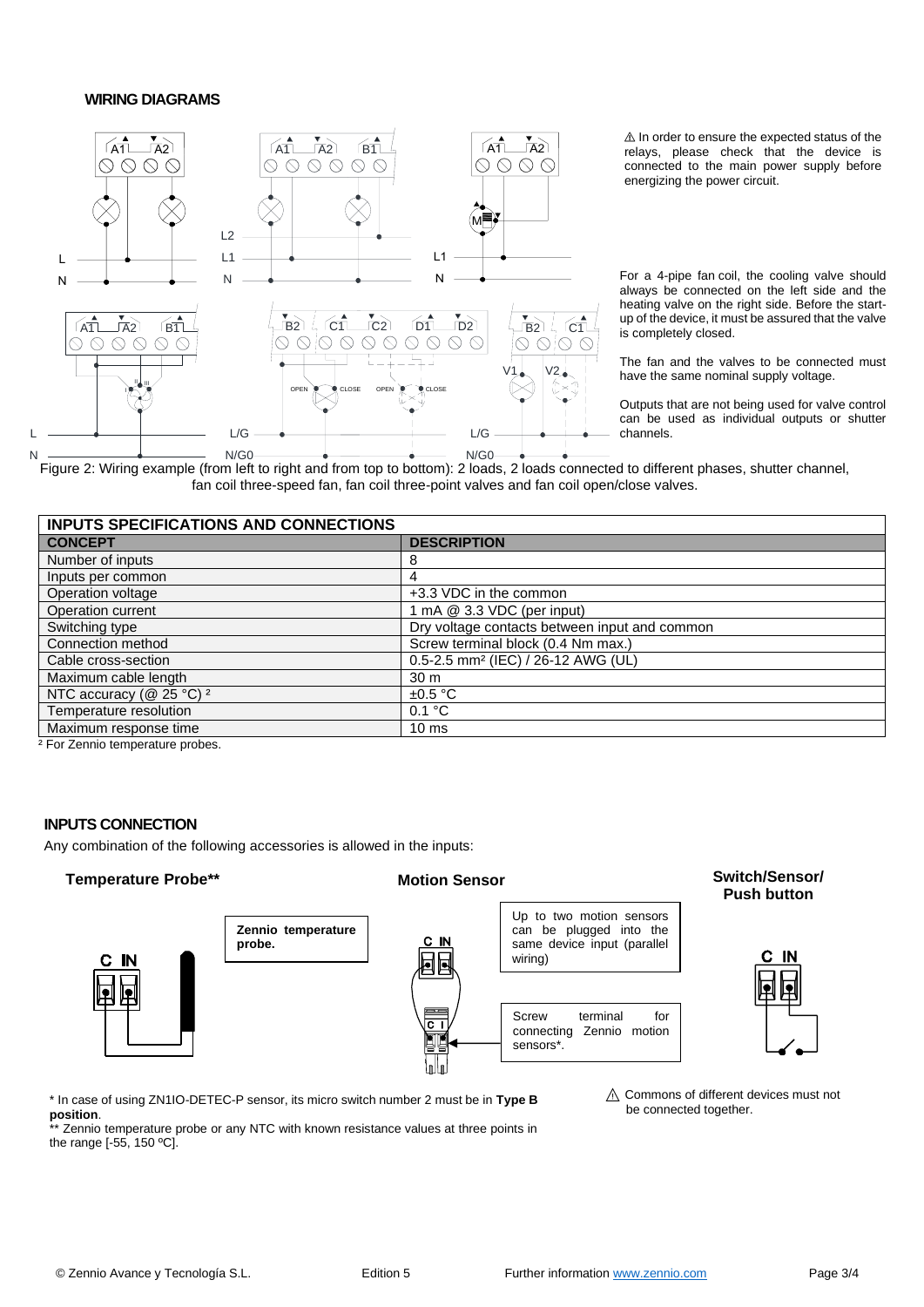## WIRING DIAGRAMS

⚠ In order to ensure the expected status of the relays, please check that the device is connected to the main power supply before energizing the power circuit.

For a 4-pipe fan coil, the cooling valve should always be connected on the left side and the heating valve on the right side. Before the start-up of the device, it must be assured that the valve is completely closed.

The fan and the valves to be connected must have the same nominal supply voltage.

Outputs that are not being used for valve control can be used as individual outputs or shutter channels.

Figure 2: Wiring example (from left to right and from top to bottom): 2 loads, 2 loads connected to different phases, shutter channel, fan coil three-speed fan, fan coil three-point valves and fan coil open/close valves.

| INPUTS SPECIFICATIONS AND CONNECTIONS | |
|---|---|
| **CONCEPT** | **DESCRIPTION** |
| Number of inputs | 8 |
| Inputs per common | 4 |
| Operation voltage | +3.3 VDC in the common |
| Operation current | 1 mA @ 3.3 VDC (per input) |
| Switching type | Dry voltage contacts between input and common |
| Connection method | Screw terminal block (0.4 Nm max.) |
| Cable cross-section | 0.5-2.5 mm² (IEC) / 26-12 AWG (UL) |
| Maximum cable length | 30 m |
| NTC accuracy (@ 25 °C) [2] | ±0.5 °C |
| Temperature resolution | 0.1 °C |
| Maximum response time | 10 ms |

[2] For Zennio temperature probes.

## INPUTS CONNECTION

Any combination of the following accessories is allowed in the inputs:

**Temperature Probe****

**Zennio temperature probe.**

**Motion Sensor**

Up to two motion sensors can be plugged into the same device input (parallel wiring)

Screw terminal for connecting Zennio motion sensors*.

**Switch/Sensor/ Push button**

* In case of using ZN1IO-DETEC-P sensor, its micro switch number 2 must be in **Type B position**.

** Zennio temperature probe or any NTC with known resistance values at three points in the range [-55, 150 ºC].

⚠ Commons of different devices must not be connected together.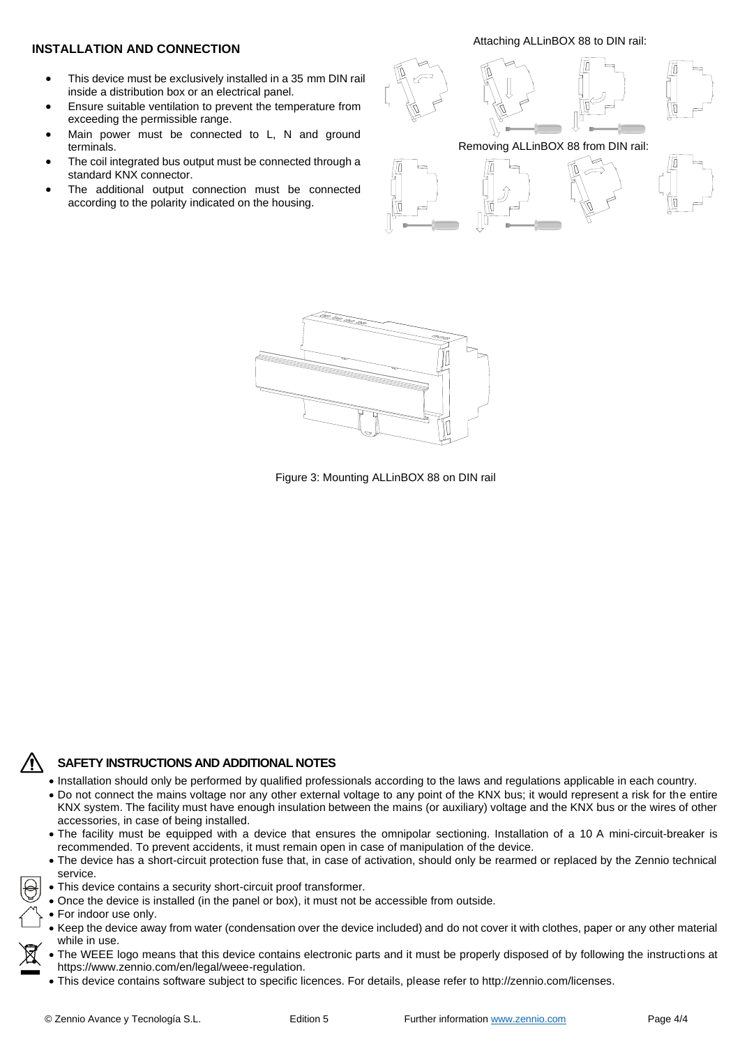## INSTALLATION AND CONNECTION

- This device must be exclusively installed in a 35 mm DIN rail inside a distribution box or an electrical panel.
- Ensure suitable ventilation to prevent the temperature from exceeding the permissible range.
- Main power must be connected to L, N and ground terminals.
- The coil integrated bus output must be connected through a standard KNX connector.
- The additional output connection must be connected according to the polarity indicated on the housing.

Attaching ALLinBOX 88 to DIN rail:

Removing ALLinBOX 88 from DIN rail:

Figure 3: Mounting ALLinBOX 88 on DIN rail

## SAFETY INSTRUCTIONS AND ADDITIONAL NOTES

- Installation should only be performed by qualified professionals according to the laws and regulations applicable in each country.
- Do not connect the mains voltage nor any other external voltage to any point of the KNX bus; it would represent a risk for the entire KNX system. The facility must have enough insulation between the mains (or auxiliary) voltage and the KNX bus or the wires of other accessories, in case of being installed.
- The facility must be equipped with a device that ensures the omnipolar sectioning. Installation of a 10 A mini-circuit-breaker is recommended. To prevent accidents, it must remain open in case of manipulation of the device.
- The device has a short-circuit protection fuse that, in case of activation, should only be rearmed or replaced by the Zennio technical service.
- This device contains a security short-circuit proof transformer.
- Once the device is installed (in the panel or box), it must not be accessible from outside.
- For indoor use only.
- Keep the device away from water (condensation over the device included) and do not cover it with clothes, paper or any other material while in use.
- The WEEE logo means that this device contains electronic parts and it must be properly disposed of by following the instructions at https://www.zennio.com/en/legal/weee-regulation.
- This device contains software subject to specific licences. For details, please refer to http://zennio.com/licenses.